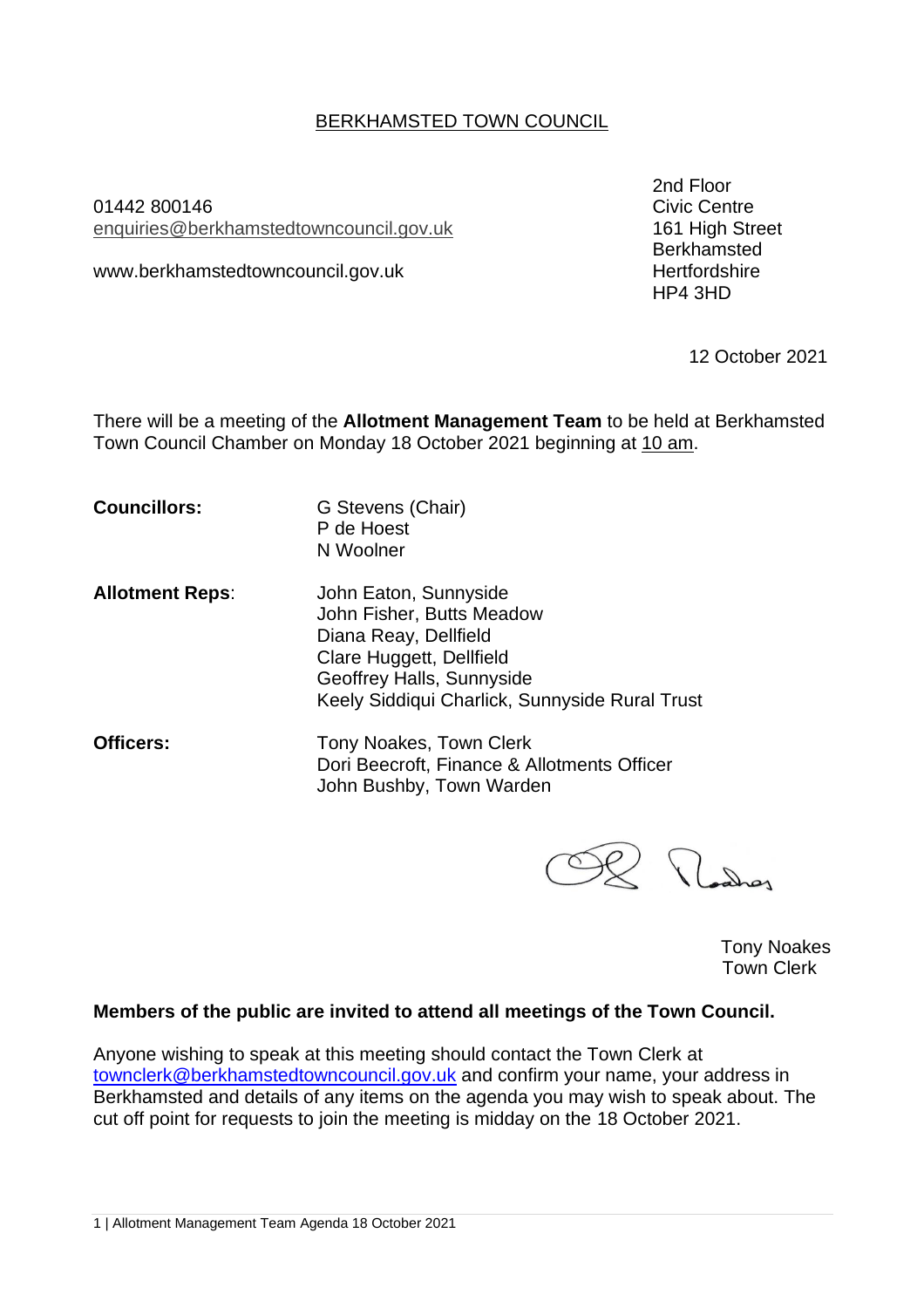# BERKHAMSTED TOWN COUNCIL

01442 800146
enquiries@berkhamstedtowncouncil.gov.uk

www.berkhamstedtowncouncil.gov.uk

2nd Floor
Civic Centre
161 High Street
Berkhamsted
Hertfordshire
HP4 3HD

12 October 2021

There will be a meeting of the **Allotment Management Team** to be held at Berkhamsted Town Council Chamber on Monday 18 October 2021 beginning at 10 am.

| | |
|---|---|
| **Councillors:** | G Stevens (Chair)<br>P de Hoest<br>N Woolner |
| **Allotment Reps**: | John Eaton, Sunnyside<br>John Fisher, Butts Meadow<br>Diana Reay, Dellfield<br>Clare Huggett, Dellfield<br>Geoffrey Halls, Sunnyside<br>Keely Siddiqui Charlick, Sunnyside Rural Trust |
| **Officers:** | Tony Noakes, Town Clerk<br>Dori Beecroft, Finance & Allotments Officer<br>John Bushby, Town Warden |

Tony Noakes
Town Clerk

**Members of the public are invited to attend all meetings of the Town Council.**

Anyone wishing to speak at this meeting should contact the Town Clerk at townclerk@berkhamstedtowncouncil.gov.uk and confirm your name, your address in Berkhamsted and details of any items on the agenda you may wish to speak about. The cut off point for requests to join the meeting is midday on the 18 October 2021.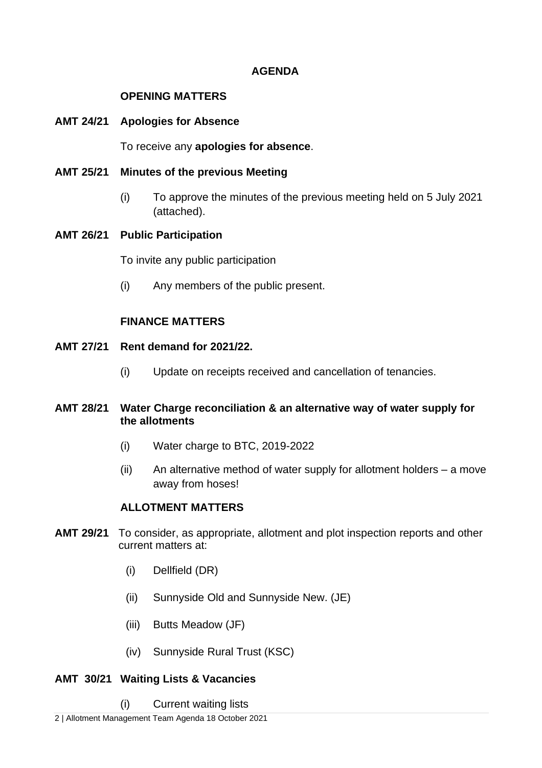# AGENDA

## OPENING MATTERS

**AMT 24/21 Apologies for Absence**

To receive any **apologies for absence**.

**AMT 25/21 Minutes of the previous Meeting**

(i) To approve the minutes of the previous meeting held on 5 July 2021 (attached).

**AMT 26/21 Public Participation**

To invite any public participation

(i) Any members of the public present.

## FINANCE MATTERS

**AMT 27/21 Rent demand for 2021/22.**

(i) Update on receipts received and cancellation of tenancies.

**AMT 28/21 Water Charge reconciliation & an alternative way of water supply for the allotments**

(i) Water charge to BTC, 2019-2022

(ii) An alternative method of water supply for allotment holders – a move away from hoses!

## ALLOTMENT MATTERS

**AMT 29/21** To consider, as appropriate, allotment and plot inspection reports and other current matters at:

(i) Dellfield (DR)

(ii) Sunnyside Old and Sunnyside New. (JE)

(iii) Butts Meadow (JF)

(iv) Sunnyside Rural Trust (KSC)

**AMT 30/21 Waiting Lists & Vacancies**

(i) Current waiting lists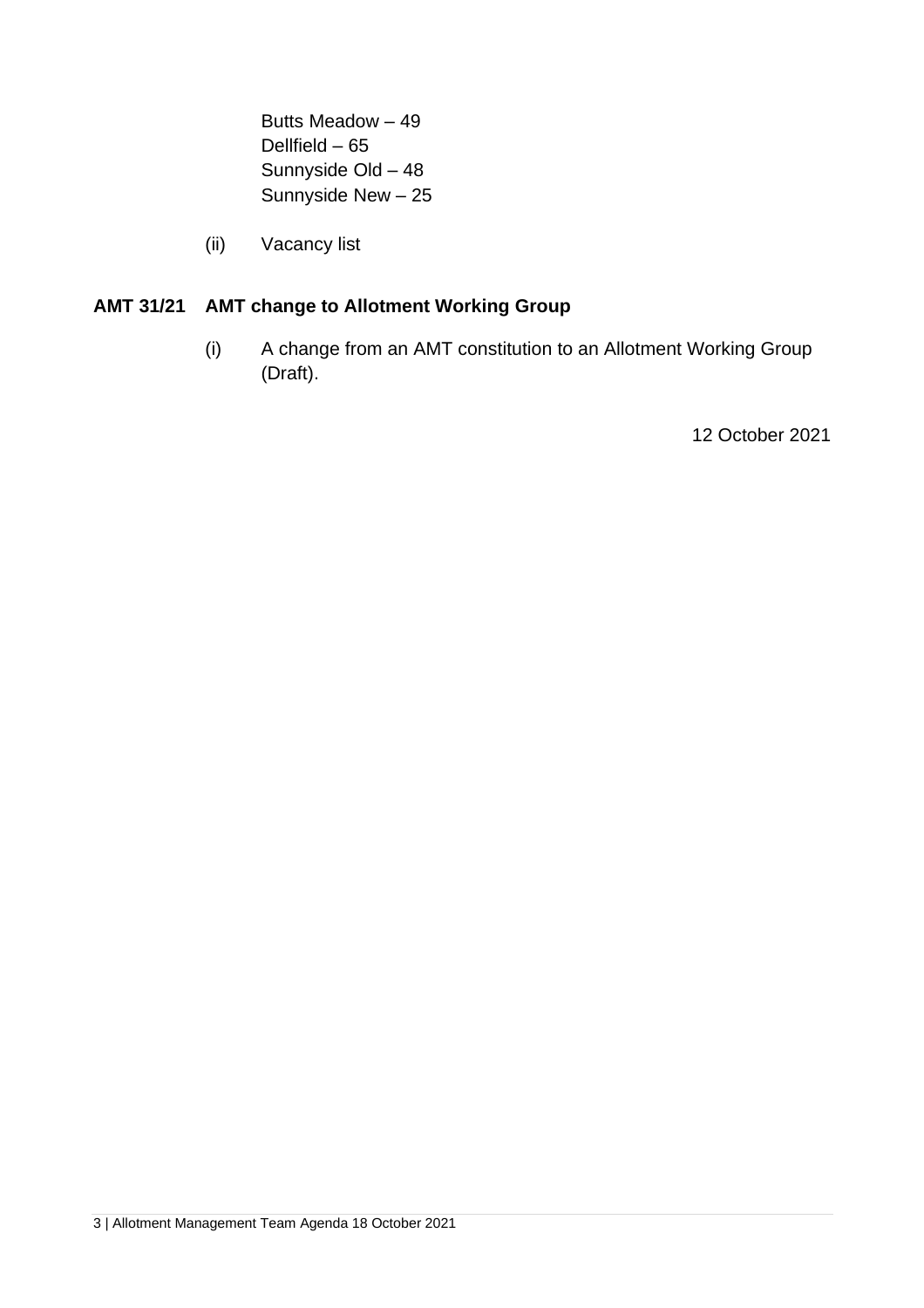Butts Meadow – 49
Dellfield – 65
Sunnyside Old – 48
Sunnyside New – 25

(ii) Vacancy list

**AMT 31/21 AMT change to Allotment Working Group**

(i) A change from an AMT constitution to an Allotment Working Group (Draft).

12 October 2021